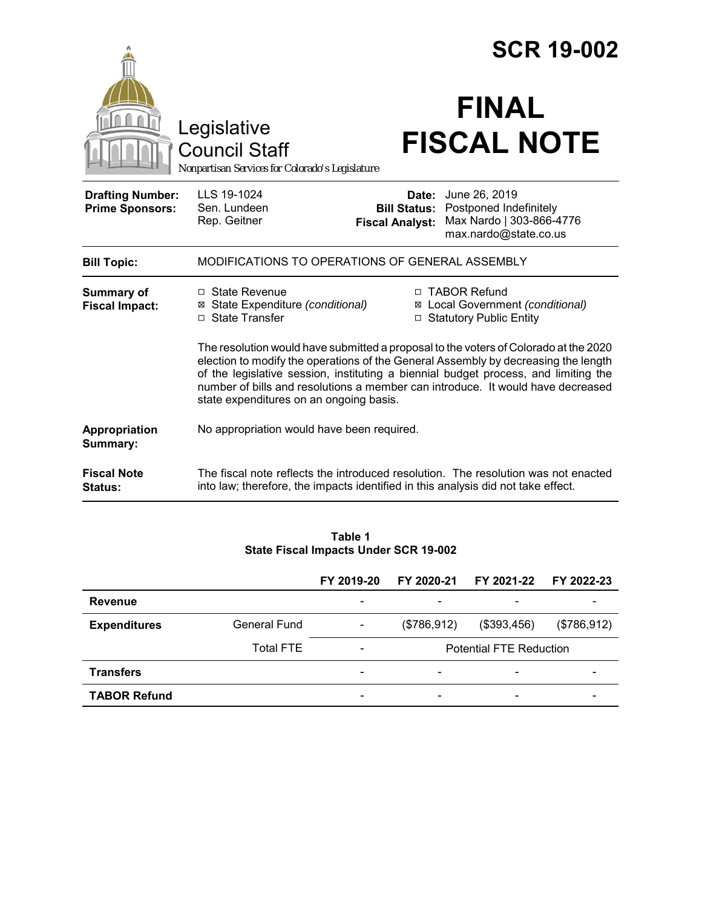# SCR 19-002

Legislative Council Staff

*Nonpartisan Services for Colorado's Legislature*

# FINAL FISCAL NOTE

| | | | |
|---|---|---|---|
| **Drafting Number:** | LLS 19-1024 | **Date:** | June 26, 2019 |
| **Prime Sponsors:** | Sen. Lundeen<br>Rep. Geitner | **Bill Status:** | Postponed Indefinitely |
| | | **Fiscal Analyst:** | Max Nardo \| 303-866-4776<br>max.nardo@state.co.us |

**Bill Topic:** MODIFICATIONS TO OPERATIONS OF GENERAL ASSEMBLY

**Summary of Fiscal Impact:**

- ☐ State Revenue
- ☒ State Expenditure *(conditional)*
- ☐ State Transfer
- ☐ TABOR Refund
- ☒ Local Government *(conditional)*
- ☐ Statutory Public Entity

The resolution would have submitted a proposal to the voters of Colorado at the 2020 election to modify the operations of the General Assembly by decreasing the length of the legislative session, instituting a biennial budget process, and limiting the number of bills and resolutions a member can introduce. It would have decreased state expenditures on an ongoing basis.

**Appropriation Summary:** No appropriation would have been required.

**Fiscal Note Status:** The fiscal note reflects the introduced resolution. The resolution was not enacted into law; therefore, the impacts identified in this analysis did not take effect.

**Table 1**
**State Fiscal Impacts Under SCR 19-002**

| | | FY 2019-20 | FY 2020-21 | FY 2021-22 | FY 2022-23 |
|---|---|---|---|---|---|
| **Revenue** | | - | - | - | - |
| **Expenditures** | General Fund | - | ($786,912) | ($393,456) | ($786,912) |
| | Total FTE | - | Potential FTE Reduction | | |
| **Transfers** | | - | - | - | - |
| **TABOR Refund** | | - | - | - | - |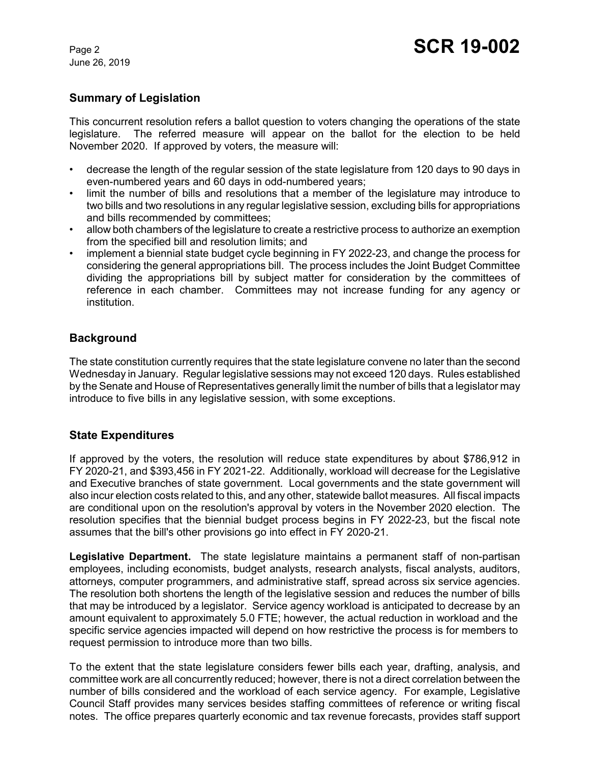## Summary of Legislation

This concurrent resolution refers a ballot question to voters changing the operations of the state legislature. The referred measure will appear on the ballot for the election to be held November 2020. If approved by voters, the measure will:

- decrease the length of the regular session of the state legislature from 120 days to 90 days in even-numbered years and 60 days in odd-numbered years;
- limit the number of bills and resolutions that a member of the legislature may introduce to two bills and two resolutions in any regular legislative session, excluding bills for appropriations and bills recommended by committees;
- allow both chambers of the legislature to create a restrictive process to authorize an exemption from the specified bill and resolution limits; and
- implement a biennial state budget cycle beginning in FY 2022-23, and change the process for considering the general appropriations bill. The process includes the Joint Budget Committee dividing the appropriations bill by subject matter for consideration by the committees of reference in each chamber. Committees may not increase funding for any agency or institution.

## Background

The state constitution currently requires that the state legislature convene no later than the second Wednesday in January. Regular legislative sessions may not exceed 120 days. Rules established by the Senate and House of Representatives generally limit the number of bills that a legislator may introduce to five bills in any legislative session, with some exceptions.

## State Expenditures

If approved by the voters, the resolution will reduce state expenditures by about $786,912 in FY 2020-21, and $393,456 in FY 2021-22. Additionally, workload will decrease for the Legislative and Executive branches of state government. Local governments and the state government will also incur election costs related to this, and any other, statewide ballot measures. All fiscal impacts are conditional upon on the resolution's approval by voters in the November 2020 election. The resolution specifies that the biennial budget process begins in FY 2022-23, but the fiscal note assumes that the bill's other provisions go into effect in FY 2020-21.

**Legislative Department.** The state legislature maintains a permanent staff of non-partisan employees, including economists, budget analysts, research analysts, fiscal analysts, auditors, attorneys, computer programmers, and administrative staff, spread across six service agencies. The resolution both shortens the length of the legislative session and reduces the number of bills that may be introduced by a legislator. Service agency workload is anticipated to decrease by an amount equivalent to approximately 5.0 FTE; however, the actual reduction in workload and the specific service agencies impacted will depend on how restrictive the process is for members to request permission to introduce more than two bills.

To the extent that the state legislature considers fewer bills each year, drafting, analysis, and committee work are all concurrently reduced; however, there is not a direct correlation between the number of bills considered and the workload of each service agency. For example, Legislative Council Staff provides many services besides staffing committees of reference or writing fiscal notes. The office prepares quarterly economic and tax revenue forecasts, provides staff support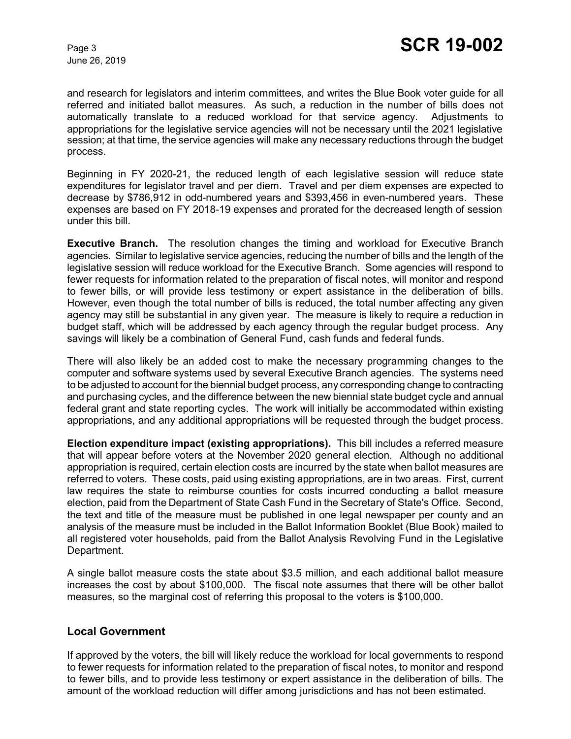and research for legislators and interim committees, and writes the Blue Book voter guide for all referred and initiated ballot measures. As such, a reduction in the number of bills does not automatically translate to a reduced workload for that service agency. Adjustments to appropriations for the legislative service agencies will not be necessary until the 2021 legislative session; at that time, the service agencies will make any necessary reductions through the budget process.

Beginning in FY 2020-21, the reduced length of each legislative session will reduce state expenditures for legislator travel and per diem. Travel and per diem expenses are expected to decrease by $786,912 in odd-numbered years and $393,456 in even-numbered years. These expenses are based on FY 2018-19 expenses and prorated for the decreased length of session under this bill.

**Executive Branch.** The resolution changes the timing and workload for Executive Branch agencies. Similar to legislative service agencies, reducing the number of bills and the length of the legislative session will reduce workload for the Executive Branch. Some agencies will respond to fewer requests for information related to the preparation of fiscal notes, will monitor and respond to fewer bills, or will provide less testimony or expert assistance in the deliberation of bills. However, even though the total number of bills is reduced, the total number affecting any given agency may still be substantial in any given year. The measure is likely to require a reduction in budget staff, which will be addressed by each agency through the regular budget process. Any savings will likely be a combination of General Fund, cash funds and federal funds.

There will also likely be an added cost to make the necessary programming changes to the computer and software systems used by several Executive Branch agencies. The systems need to be adjusted to account for the biennial budget process, any corresponding change to contracting and purchasing cycles, and the difference between the new biennial state budget cycle and annual federal grant and state reporting cycles. The work will initially be accommodated within existing appropriations, and any additional appropriations will be requested through the budget process.

**Election expenditure impact (existing appropriations).** This bill includes a referred measure that will appear before voters at the November 2020 general election. Although no additional appropriation is required, certain election costs are incurred by the state when ballot measures are referred to voters. These costs, paid using existing appropriations, are in two areas. First, current law requires the state to reimburse counties for costs incurred conducting a ballot measure election, paid from the Department of State Cash Fund in the Secretary of State's Office. Second, the text and title of the measure must be published in one legal newspaper per county and an analysis of the measure must be included in the Ballot Information Booklet (Blue Book) mailed to all registered voter households, paid from the Ballot Analysis Revolving Fund in the Legislative Department.

A single ballot measure costs the state about $3.5 million, and each additional ballot measure increases the cost by about $100,000. The fiscal note assumes that there will be other ballot measures, so the marginal cost of referring this proposal to the voters is $100,000.

## Local Government

If approved by the voters, the bill will likely reduce the workload for local governments to respond to fewer requests for information related to the preparation of fiscal notes, to monitor and respond to fewer bills, and to provide less testimony or expert assistance in the deliberation of bills. The amount of the workload reduction will differ among jurisdictions and has not been estimated.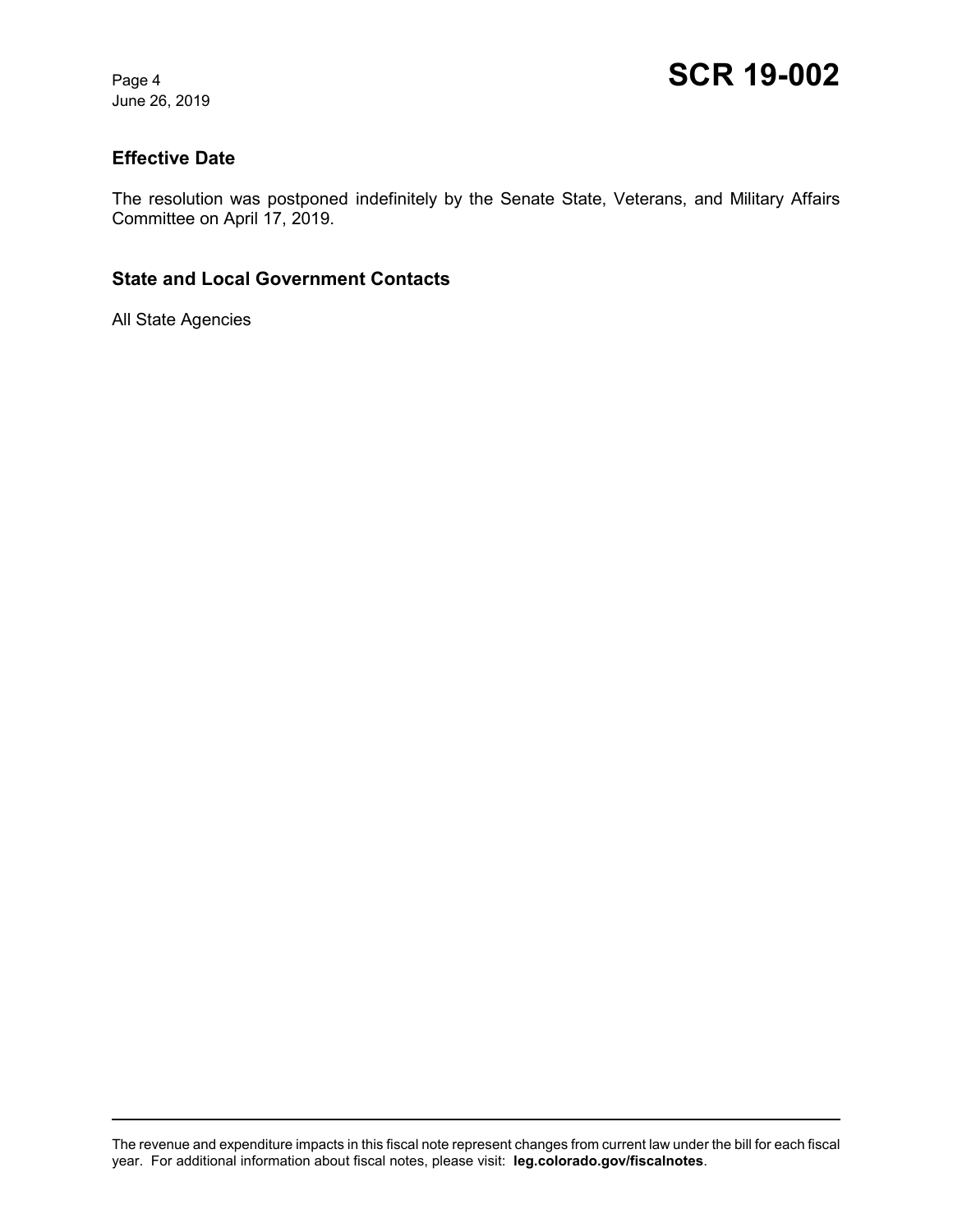## Effective Date

The resolution was postponed indefinitely by the Senate State, Veterans, and Military Affairs Committee on April 17, 2019.

## State and Local Government Contacts

All State Agencies

---

The revenue and expenditure impacts in this fiscal note represent changes from current law under the bill for each fiscal year. For additional information about fiscal notes, please visit: **leg.colorado.gov/fiscalnotes**.